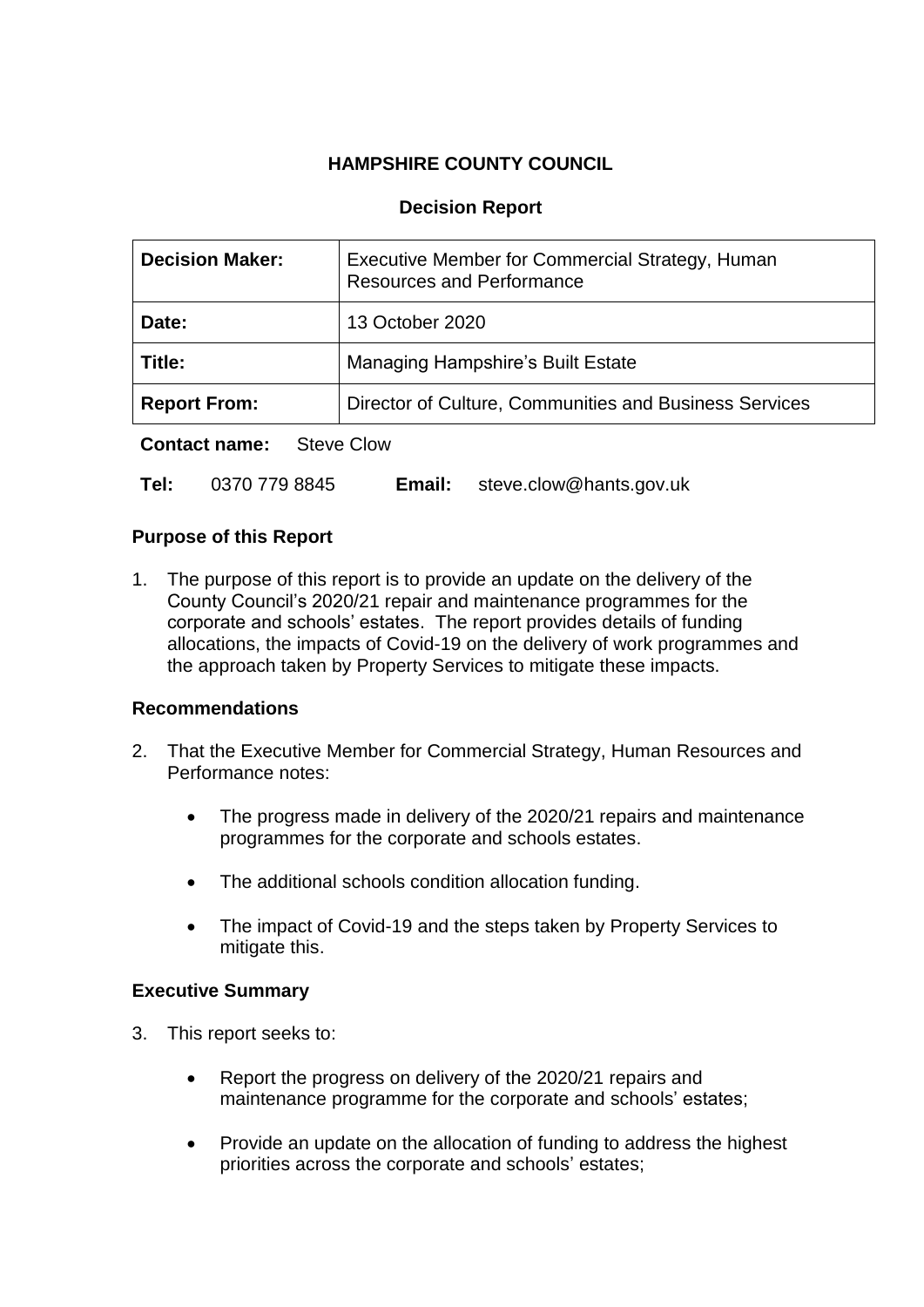# HAMPSHIRE COUNTY COUNCIL

## Decision Report

| | |
|---|---|
| **Decision Maker:** | Executive Member for Commercial Strategy, Human Resources and Performance |
| **Date:** | 13 October 2020 |
| **Title:** | Managing Hampshire's Built Estate |
| **Report From:** | Director of Culture, Communities and Business Services |

**Contact name:** Steve Clow

**Tel:** 0370 779 8845 **Email:** steve.clow@hants.gov.uk

### Purpose of this Report

1. The purpose of this report is to provide an update on the delivery of the County Council's 2020/21 repair and maintenance programmes for the corporate and schools' estates. The report provides details of funding allocations, the impacts of Covid-19 on the delivery of work programmes and the approach taken by Property Services to mitigate these impacts.

### Recommendations

2. That the Executive Member for Commercial Strategy, Human Resources and Performance notes:

   - The progress made in delivery of the 2020/21 repairs and maintenance programmes for the corporate and schools estates.

   - The additional schools condition allocation funding.

   - The impact of Covid-19 and the steps taken by Property Services to mitigate this.

### Executive Summary

3. This report seeks to:

   - Report the progress on delivery of the 2020/21 repairs and maintenance programme for the corporate and schools' estates;

   - Provide an update on the allocation of funding to address the highest priorities across the corporate and schools' estates;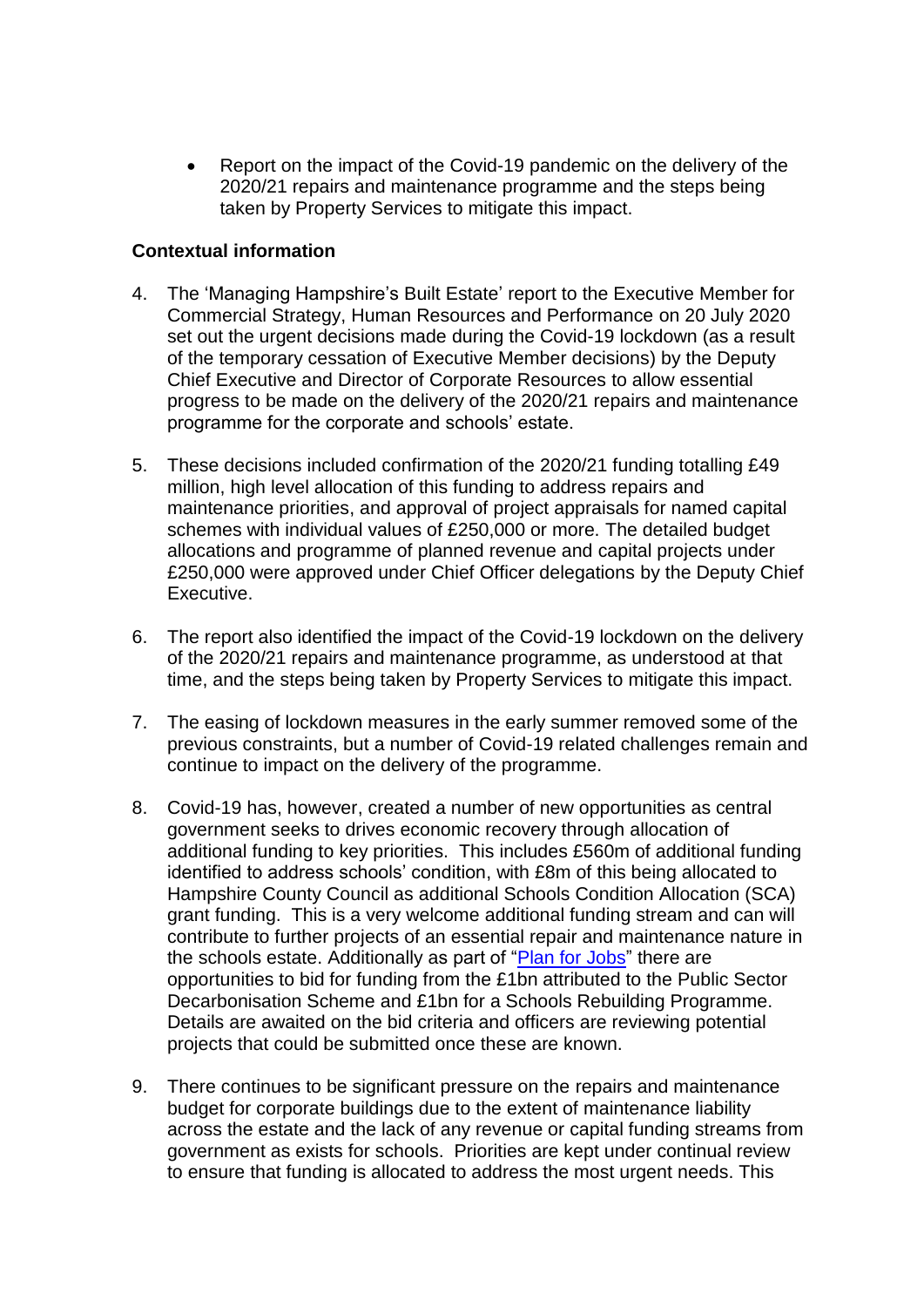- Report on the impact of the Covid-19 pandemic on the delivery of the 2020/21 repairs and maintenance programme and the steps being taken by Property Services to mitigate this impact.

## Contextual information

4. The 'Managing Hampshire's Built Estate' report to the Executive Member for Commercial Strategy, Human Resources and Performance on 20 July 2020 set out the urgent decisions made during the Covid-19 lockdown (as a result of the temporary cessation of Executive Member decisions) by the Deputy Chief Executive and Director of Corporate Resources to allow essential progress to be made on the delivery of the 2020/21 repairs and maintenance programme for the corporate and schools' estate.

5. These decisions included confirmation of the 2020/21 funding totalling £49 million, high level allocation of this funding to address repairs and maintenance priorities, and approval of project appraisals for named capital schemes with individual values of £250,000 or more. The detailed budget allocations and programme of planned revenue and capital projects under £250,000 were approved under Chief Officer delegations by the Deputy Chief Executive.

6. The report also identified the impact of the Covid-19 lockdown on the delivery of the 2020/21 repairs and maintenance programme, as understood at that time, and the steps being taken by Property Services to mitigate this impact.

7. The easing of lockdown measures in the early summer removed some of the previous constraints, but a number of Covid-19 related challenges remain and continue to impact on the delivery of the programme.

8. Covid-19 has, however, created a number of new opportunities as central government seeks to drives economic recovery through allocation of additional funding to key priorities. This includes £560m of additional funding identified to address schools' condition, with £8m of this being allocated to Hampshire County Council as additional Schools Condition Allocation (SCA) grant funding. This is a very welcome additional funding stream and can will contribute to further projects of an essential repair and maintenance nature in the schools estate. Additionally as part of "Plan for Jobs" there are opportunities to bid for funding from the £1bn attributed to the Public Sector Decarbonisation Scheme and £1bn for a Schools Rebuilding Programme. Details are awaited on the bid criteria and officers are reviewing potential projects that could be submitted once these are known.

9. There continues to be significant pressure on the repairs and maintenance budget for corporate buildings due to the extent of maintenance liability across the estate and the lack of any revenue or capital funding streams from government as exists for schools. Priorities are kept under continual review to ensure that funding is allocated to address the most urgent needs. This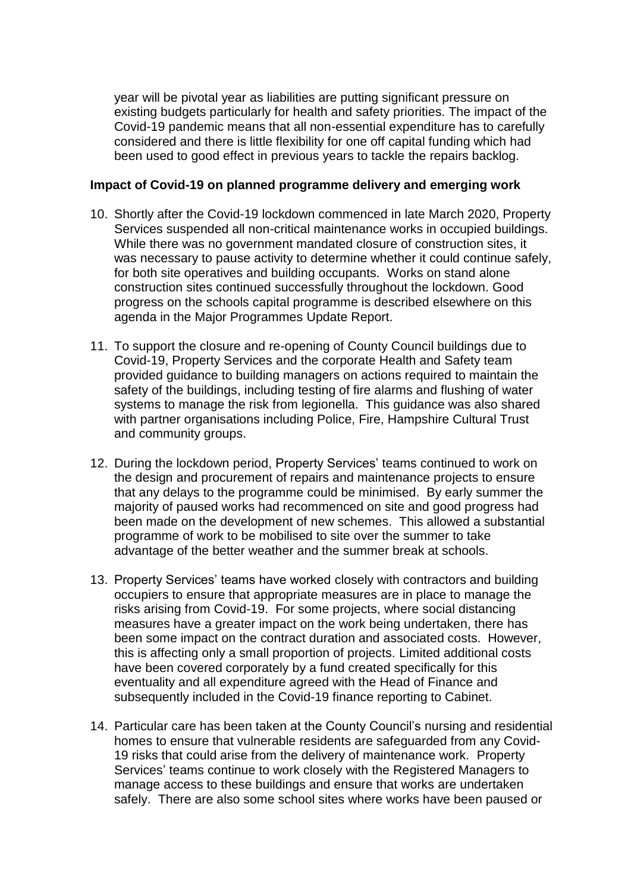year will be pivotal year as liabilities are putting significant pressure on existing budgets particularly for health and safety priorities. The impact of the Covid-19 pandemic means that all non-essential expenditure has to carefully considered and there is little flexibility for one off capital funding which had been used to good effect in previous years to tackle the repairs backlog.

**Impact of Covid-19 on planned programme delivery and emerging work**

10. Shortly after the Covid-19 lockdown commenced in late March 2020, Property Services suspended all non-critical maintenance works in occupied buildings. While there was no government mandated closure of construction sites, it was necessary to pause activity to determine whether it could continue safely, for both site operatives and building occupants. Works on stand alone construction sites continued successfully throughout the lockdown. Good progress on the schools capital programme is described elsewhere on this agenda in the Major Programmes Update Report.

11. To support the closure and re-opening of County Council buildings due to Covid-19, Property Services and the corporate Health and Safety team provided guidance to building managers on actions required to maintain the safety of the buildings, including testing of fire alarms and flushing of water systems to manage the risk from legionella. This guidance was also shared with partner organisations including Police, Fire, Hampshire Cultural Trust and community groups.

12. During the lockdown period, Property Services' teams continued to work on the design and procurement of repairs and maintenance projects to ensure that any delays to the programme could be minimised. By early summer the majority of paused works had recommenced on site and good progress had been made on the development of new schemes. This allowed a substantial programme of work to be mobilised to site over the summer to take advantage of the better weather and the summer break at schools.

13. Property Services' teams have worked closely with contractors and building occupiers to ensure that appropriate measures are in place to manage the risks arising from Covid-19. For some projects, where social distancing measures have a greater impact on the work being undertaken, there has been some impact on the contract duration and associated costs. However, this is affecting only a small proportion of projects. Limited additional costs have been covered corporately by a fund created specifically for this eventuality and all expenditure agreed with the Head of Finance and subsequently included in the Covid-19 finance reporting to Cabinet.

14. Particular care has been taken at the County Council's nursing and residential homes to ensure that vulnerable residents are safeguarded from any Covid-19 risks that could arise from the delivery of maintenance work. Property Services' teams continue to work closely with the Registered Managers to manage access to these buildings and ensure that works are undertaken safely. There are also some school sites where works have been paused or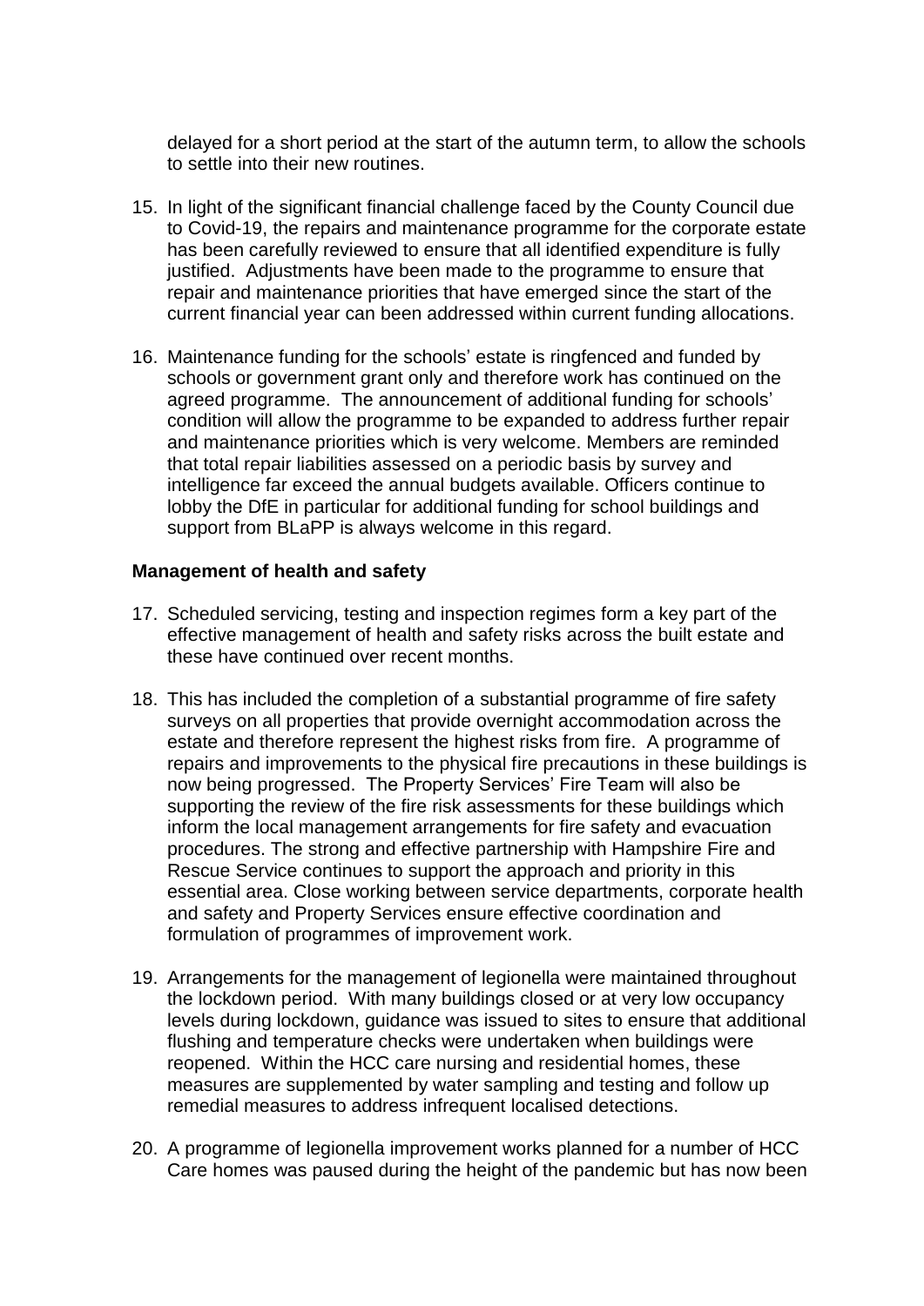delayed for a short period at the start of the autumn term, to allow the schools to settle into their new routines.

15. In light of the significant financial challenge faced by the County Council due to Covid-19, the repairs and maintenance programme for the corporate estate has been carefully reviewed to ensure that all identified expenditure is fully justified. Adjustments have been made to the programme to ensure that repair and maintenance priorities that have emerged since the start of the current financial year can been addressed within current funding allocations.

16. Maintenance funding for the schools' estate is ringfenced and funded by schools or government grant only and therefore work has continued on the agreed programme. The announcement of additional funding for schools' condition will allow the programme to be expanded to address further repair and maintenance priorities which is very welcome. Members are reminded that total repair liabilities assessed on a periodic basis by survey and intelligence far exceed the annual budgets available. Officers continue to lobby the DfE in particular for additional funding for school buildings and support from BLaPP is always welcome in this regard.

**Management of health and safety**

17. Scheduled servicing, testing and inspection regimes form a key part of the effective management of health and safety risks across the built estate and these have continued over recent months.

18. This has included the completion of a substantial programme of fire safety surveys on all properties that provide overnight accommodation across the estate and therefore represent the highest risks from fire. A programme of repairs and improvements to the physical fire precautions in these buildings is now being progressed. The Property Services' Fire Team will also be supporting the review of the fire risk assessments for these buildings which inform the local management arrangements for fire safety and evacuation procedures. The strong and effective partnership with Hampshire Fire and Rescue Service continues to support the approach and priority in this essential area. Close working between service departments, corporate health and safety and Property Services ensure effective coordination and formulation of programmes of improvement work.

19. Arrangements for the management of legionella were maintained throughout the lockdown period. With many buildings closed or at very low occupancy levels during lockdown, guidance was issued to sites to ensure that additional flushing and temperature checks were undertaken when buildings were reopened. Within the HCC care nursing and residential homes, these measures are supplemented by water sampling and testing and follow up remedial measures to address infrequent localised detections.

20. A programme of legionella improvement works planned for a number of HCC Care homes was paused during the height of the pandemic but has now been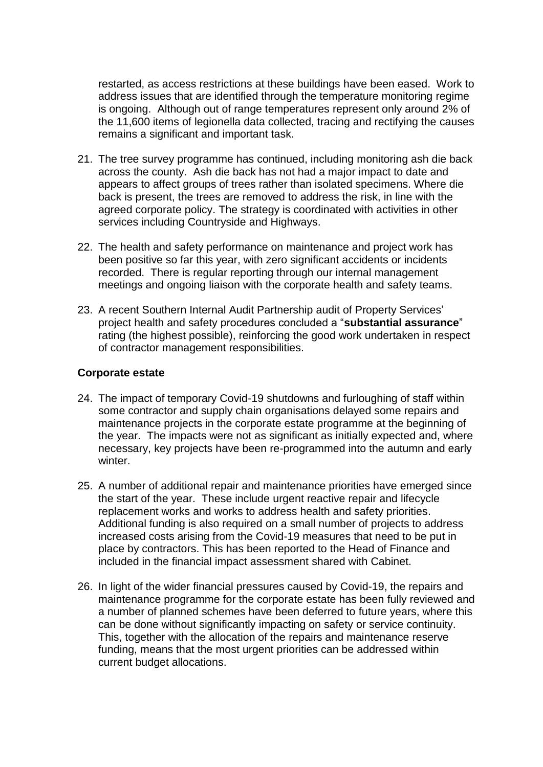restarted, as access restrictions at these buildings have been eased. Work to address issues that are identified through the temperature monitoring regime is ongoing. Although out of range temperatures represent only around 2% of the 11,600 items of legionella data collected, tracing and rectifying the causes remains a significant and important task.

21. The tree survey programme has continued, including monitoring ash die back across the county. Ash die back has not had a major impact to date and appears to affect groups of trees rather than isolated specimens. Where die back is present, the trees are removed to address the risk, in line with the agreed corporate policy. The strategy is coordinated with activities in other services including Countryside and Highways.

22. The health and safety performance on maintenance and project work has been positive so far this year, with zero significant accidents or incidents recorded. There is regular reporting through our internal management meetings and ongoing liaison with the corporate health and safety teams.

23. A recent Southern Internal Audit Partnership audit of Property Services' project health and safety procedures concluded a "**substantial assurance**" rating (the highest possible), reinforcing the good work undertaken in respect of contractor management responsibilities.

**Corporate estate**

24. The impact of temporary Covid-19 shutdowns and furloughing of staff within some contractor and supply chain organisations delayed some repairs and maintenance projects in the corporate estate programme at the beginning of the year. The impacts were not as significant as initially expected and, where necessary, key projects have been re-programmed into the autumn and early winter.

25. A number of additional repair and maintenance priorities have emerged since the start of the year. These include urgent reactive repair and lifecycle replacement works and works to address health and safety priorities. Additional funding is also required on a small number of projects to address increased costs arising from the Covid-19 measures that need to be put in place by contractors. This has been reported to the Head of Finance and included in the financial impact assessment shared with Cabinet.

26. In light of the wider financial pressures caused by Covid-19, the repairs and maintenance programme for the corporate estate has been fully reviewed and a number of planned schemes have been deferred to future years, where this can be done without significantly impacting on safety or service continuity. This, together with the allocation of the repairs and maintenance reserve funding, means that the most urgent priorities can be addressed within current budget allocations.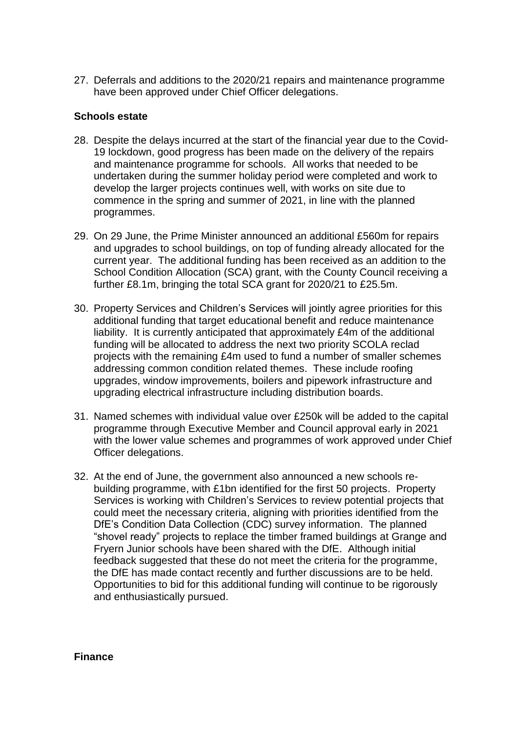27. Deferrals and additions to the 2020/21 repairs and maintenance programme have been approved under Chief Officer delegations.

**Schools estate**

28. Despite the delays incurred at the start of the financial year due to the Covid-19 lockdown, good progress has been made on the delivery of the repairs and maintenance programme for schools. All works that needed to be undertaken during the summer holiday period were completed and work to develop the larger projects continues well, with works on site due to commence in the spring and summer of 2021, in line with the planned programmes.

29. On 29 June, the Prime Minister announced an additional £560m for repairs and upgrades to school buildings, on top of funding already allocated for the current year. The additional funding has been received as an addition to the School Condition Allocation (SCA) grant, with the County Council receiving a further £8.1m, bringing the total SCA grant for 2020/21 to £25.5m.

30. Property Services and Children's Services will jointly agree priorities for this additional funding that target educational benefit and reduce maintenance liability. It is currently anticipated that approximately £4m of the additional funding will be allocated to address the next two priority SCOLA reclad projects with the remaining £4m used to fund a number of smaller schemes addressing common condition related themes. These include roofing upgrades, window improvements, boilers and pipework infrastructure and upgrading electrical infrastructure including distribution boards.

31. Named schemes with individual value over £250k will be added to the capital programme through Executive Member and Council approval early in 2021 with the lower value schemes and programmes of work approved under Chief Officer delegations.

32. At the end of June, the government also announced a new schools re-building programme, with £1bn identified for the first 50 projects. Property Services is working with Children's Services to review potential projects that could meet the necessary criteria, aligning with priorities identified from the DfE's Condition Data Collection (CDC) survey information. The planned "shovel ready" projects to replace the timber framed buildings at Grange and Fryern Junior schools have been shared with the DfE. Although initial feedback suggested that these do not meet the criteria for the programme, the DfE has made contact recently and further discussions are to be held. Opportunities to bid for this additional funding will continue to be rigorously and enthusiastically pursued.

**Finance**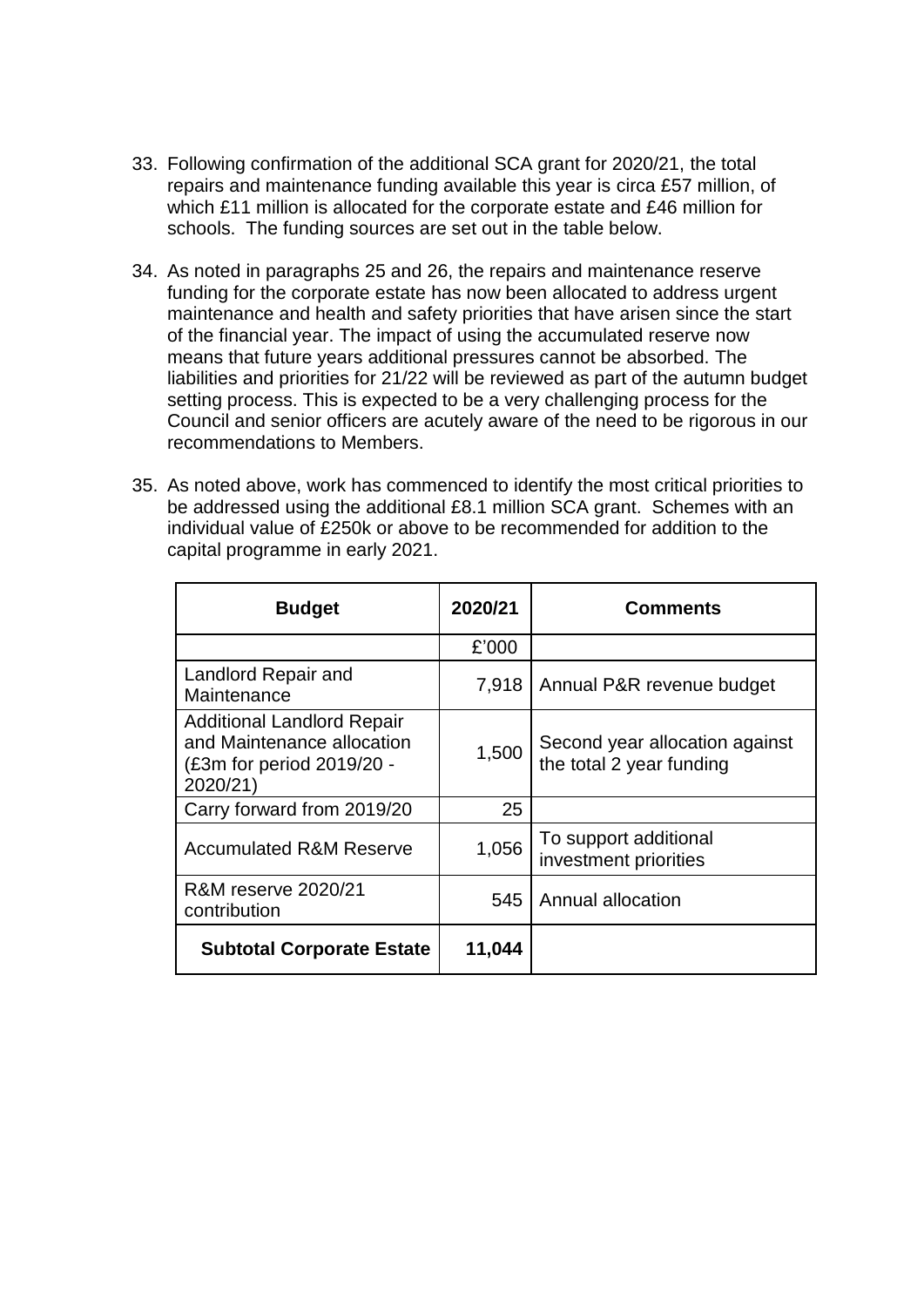33. Following confirmation of the additional SCA grant for 2020/21, the total repairs and maintenance funding available this year is circa £57 million, of which £11 million is allocated for the corporate estate and £46 million for schools. The funding sources are set out in the table below.

34. As noted in paragraphs 25 and 26, the repairs and maintenance reserve funding for the corporate estate has now been allocated to address urgent maintenance and health and safety priorities that have arisen since the start of the financial year. The impact of using the accumulated reserve now means that future years additional pressures cannot be absorbed. The liabilities and priorities for 21/22 will be reviewed as part of the autumn budget setting process. This is expected to be a very challenging process for the Council and senior officers are acutely aware of the need to be rigorous in our recommendations to Members.

35. As noted above, work has commenced to identify the most critical priorities to be addressed using the additional £8.1 million SCA grant. Schemes with an individual value of £250k or above to be recommended for addition to the capital programme in early 2021.

| **Budget** | **2020/21** | **Comments** |
|---|---|---|
| | £'000 | |
| Landlord Repair and Maintenance | 7,918 | Annual P&R revenue budget |
| Additional Landlord Repair and Maintenance allocation (£3m for period 2019/20 - 2020/21) | 1,500 | Second year allocation against the total 2 year funding |
| Carry forward from 2019/20 | 25 | |
| Accumulated R&M Reserve | 1,056 | To support additional investment priorities |
| R&M reserve 2020/21 contribution | 545 | Annual allocation |
| **Subtotal Corporate Estate** | **11,044** | |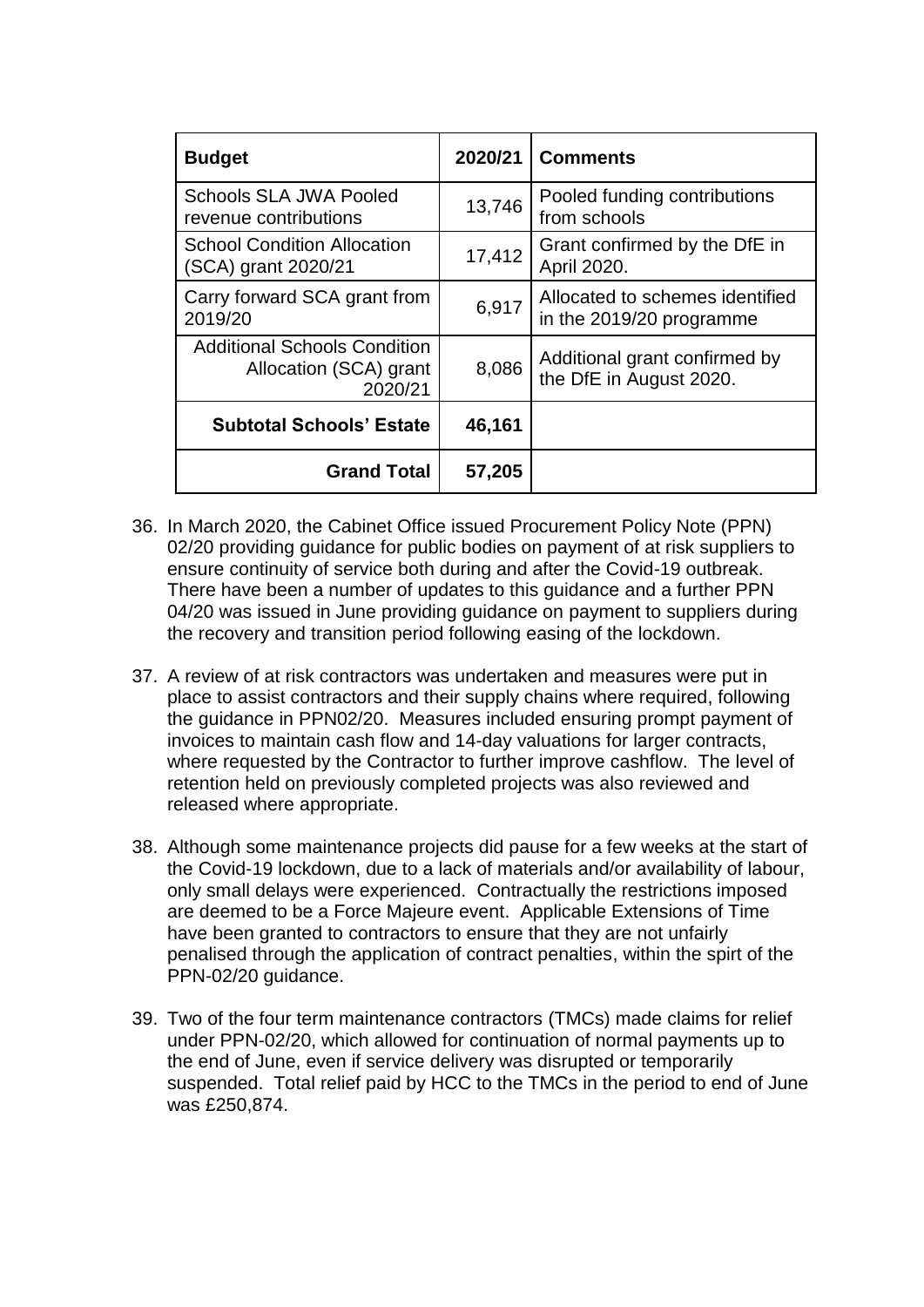| Budget | 2020/21 | Comments |
|---|---|---|
| Schools SLA JWA Pooled revenue contributions | 13,746 | Pooled funding contributions from schools |
| School Condition Allocation (SCA) grant 2020/21 | 17,412 | Grant confirmed by the DfE in April 2020. |
| Carry forward SCA grant from 2019/20 | 6,917 | Allocated to schemes identified in the 2019/20 programme |
| Additional Schools Condition Allocation (SCA) grant 2020/21 | 8,086 | Additional grant confirmed by the DfE in August 2020. |
| **Subtotal Schools' Estate** | **46,161** | |
| **Grand Total** | **57,205** | |

36. In March 2020, the Cabinet Office issued Procurement Policy Note (PPN) 02/20 providing guidance for public bodies on payment of at risk suppliers to ensure continuity of service both during and after the Covid-19 outbreak. There have been a number of updates to this guidance and a further PPN 04/20 was issued in June providing guidance on payment to suppliers during the recovery and transition period following easing of the lockdown.

37. A review of at risk contractors was undertaken and measures were put in place to assist contractors and their supply chains where required, following the guidance in PPN02/20. Measures included ensuring prompt payment of invoices to maintain cash flow and 14-day valuations for larger contracts, where requested by the Contractor to further improve cashflow. The level of retention held on previously completed projects was also reviewed and released where appropriate.

38. Although some maintenance projects did pause for a few weeks at the start of the Covid-19 lockdown, due to a lack of materials and/or availability of labour, only small delays were experienced. Contractually the restrictions imposed are deemed to be a Force Majeure event. Applicable Extensions of Time have been granted to contractors to ensure that they are not unfairly penalised through the application of contract penalties, within the spirt of the PPN-02/20 guidance.

39. Two of the four term maintenance contractors (TMCs) made claims for relief under PPN-02/20, which allowed for continuation of normal payments up to the end of June, even if service delivery was disrupted or temporarily suspended. Total relief paid by HCC to the TMCs in the period to end of June was £250,874.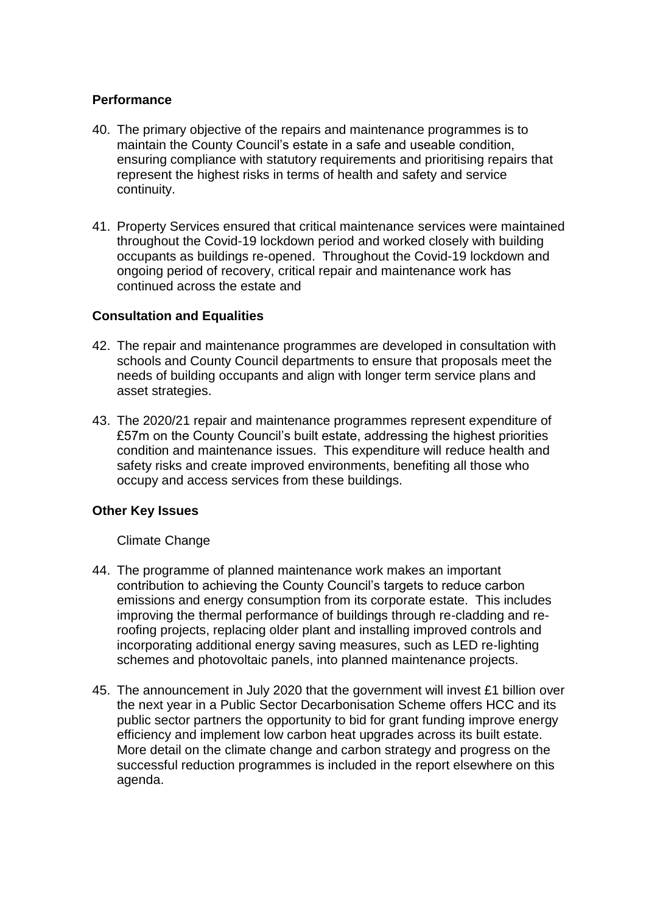## Performance

40. The primary objective of the repairs and maintenance programmes is to maintain the County Council's estate in a safe and useable condition, ensuring compliance with statutory requirements and prioritising repairs that represent the highest risks in terms of health and safety and service continuity.

41. Property Services ensured that critical maintenance services were maintained throughout the Covid-19 lockdown period and worked closely with building occupants as buildings re-opened. Throughout the Covid-19 lockdown and ongoing period of recovery, critical repair and maintenance work has continued across the estate and

## Consultation and Equalities

42. The repair and maintenance programmes are developed in consultation with schools and County Council departments to ensure that proposals meet the needs of building occupants and align with longer term service plans and asset strategies.

43. The 2020/21 repair and maintenance programmes represent expenditure of £57m on the County Council's built estate, addressing the highest priorities condition and maintenance issues. This expenditure will reduce health and safety risks and create improved environments, benefiting all those who occupy and access services from these buildings.

## Other Key Issues

Climate Change

44. The programme of planned maintenance work makes an important contribution to achieving the County Council's targets to reduce carbon emissions and energy consumption from its corporate estate. This includes improving the thermal performance of buildings through re-cladding and re-roofing projects, replacing older plant and installing improved controls and incorporating additional energy saving measures, such as LED re-lighting schemes and photovoltaic panels, into planned maintenance projects.

45. The announcement in July 2020 that the government will invest £1 billion over the next year in a Public Sector Decarbonisation Scheme offers HCC and its public sector partners the opportunity to bid for grant funding improve energy efficiency and implement low carbon heat upgrades across its built estate. More detail on the climate change and carbon strategy and progress on the successful reduction programmes is included in the report elsewhere on this agenda.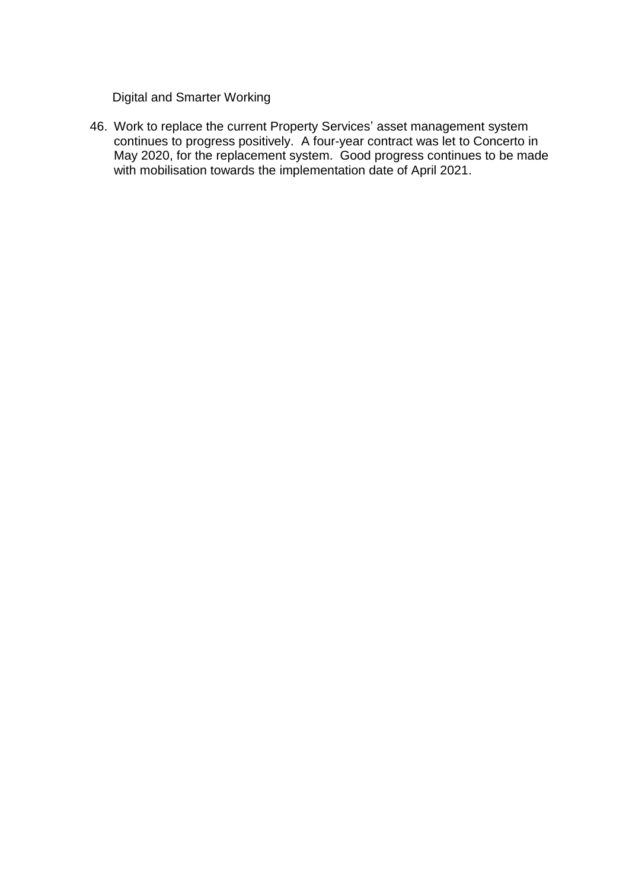Digital and Smarter Working

46. Work to replace the current Property Services' asset management system continues to progress positively. A four-year contract was let to Concerto in May 2020, for the replacement system. Good progress continues to be made with mobilisation towards the implementation date of April 2021.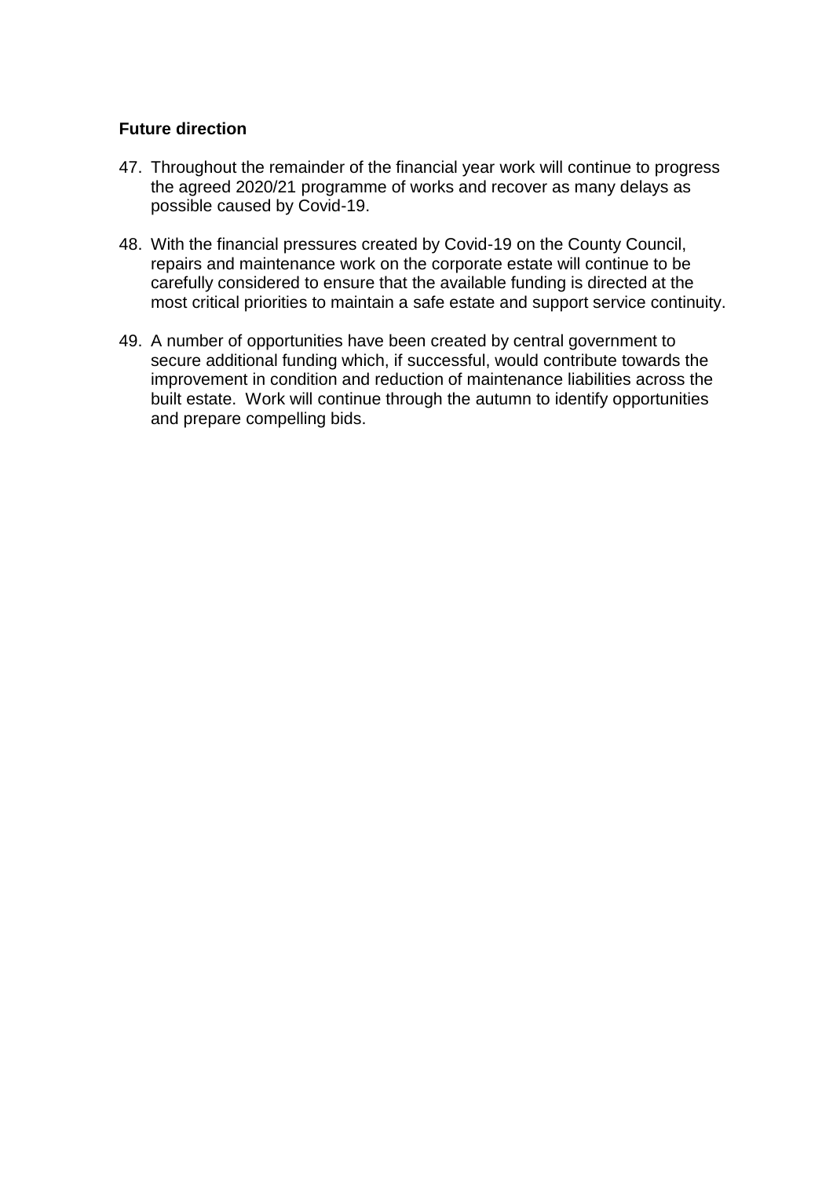**Future direction**

47. Throughout the remainder of the financial year work will continue to progress the agreed 2020/21 programme of works and recover as many delays as possible caused by Covid-19.

48. With the financial pressures created by Covid-19 on the County Council, repairs and maintenance work on the corporate estate will continue to be carefully considered to ensure that the available funding is directed at the most critical priorities to maintain a safe estate and support service continuity.

49. A number of opportunities have been created by central government to secure additional funding which, if successful, would contribute towards the improvement in condition and reduction of maintenance liabilities across the built estate. Work will continue through the autumn to identify opportunities and prepare compelling bids.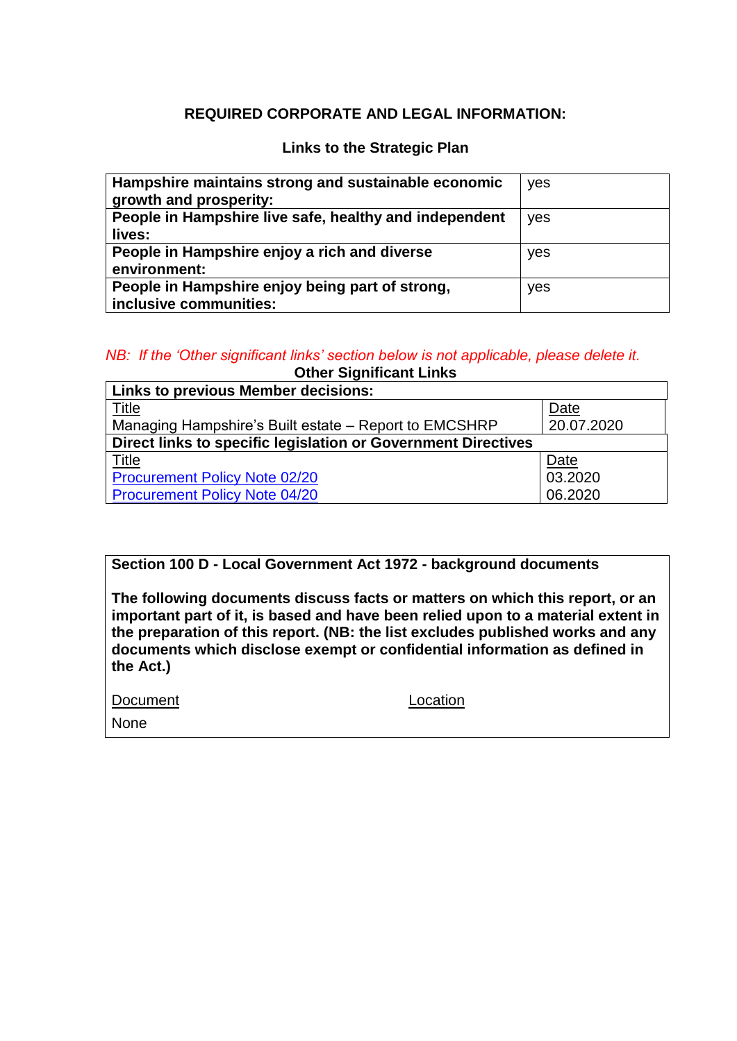## REQUIRED CORPORATE AND LEGAL INFORMATION:

### Links to the Strategic Plan

| | |
|---|---|
| **Hampshire maintains strong and sustainable economic growth and prosperity:** | yes |
| **People in Hampshire live safe, healthy and independent lives:** | yes |
| **People in Hampshire enjoy a rich and diverse environment:** | yes |
| **People in Hampshire enjoy being part of strong, inclusive communities:** | yes |

*NB: If the 'Other significant links' section below is not applicable, please delete it.*

### Other Significant Links

| **Links to previous Member decisions:** | |
|---|---|
| Title | Date |
| Managing Hampshire's Built estate – Report to EMCSHRP | 20.07.2020 |
| **Direct links to specific legislation or Government Directives** | |
| Title | Date |
| Procurement Policy Note 02/20 | 03.2020 |
| Procurement Policy Note 04/20 | 06.2020 |

**Section 100 D - Local Government Act 1972 - background documents**

**The following documents discuss facts or matters on which this report, or an important part of it, is based and have been relied upon to a material extent in the preparation of this report. (NB: the list excludes published works and any documents which disclose exempt or confidential information as defined in the Act.)**

| Document | Location |
|---|---|
| None | |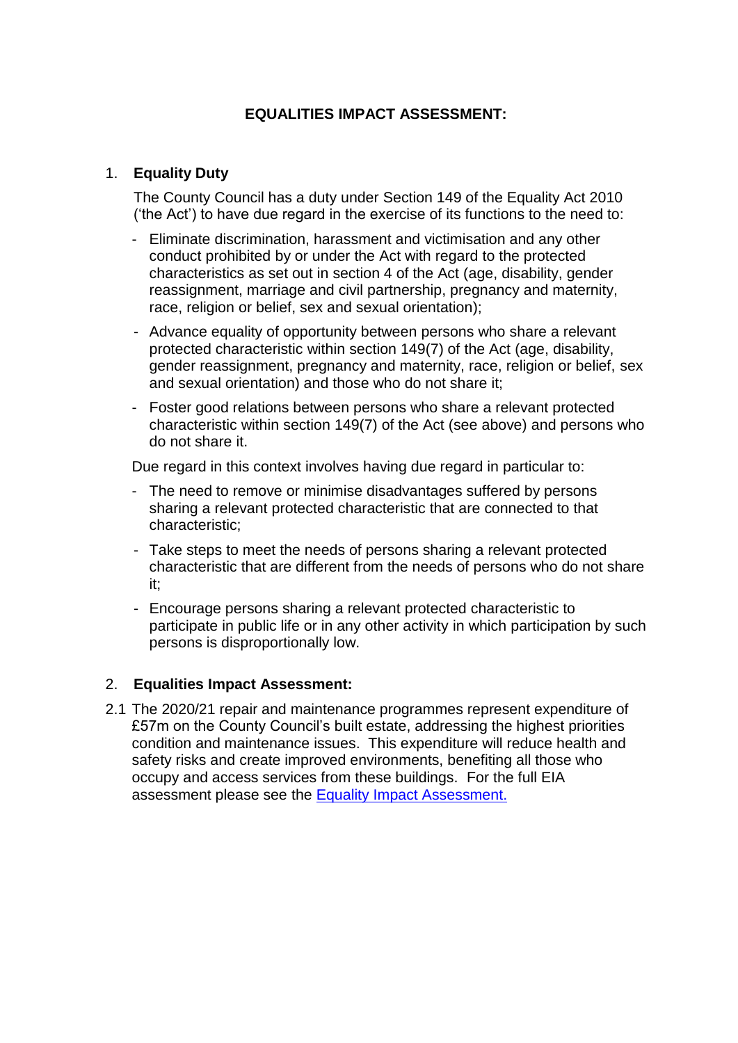# EQUALITIES IMPACT ASSESSMENT:

## 1. Equality Duty

The County Council has a duty under Section 149 of the Equality Act 2010 ('the Act') to have due regard in the exercise of its functions to the need to:

- Eliminate discrimination, harassment and victimisation and any other conduct prohibited by or under the Act with regard to the protected characteristics as set out in section 4 of the Act (age, disability, gender reassignment, marriage and civil partnership, pregnancy and maternity, race, religion or belief, sex and sexual orientation);
- Advance equality of opportunity between persons who share a relevant protected characteristic within section 149(7) of the Act (age, disability, gender reassignment, pregnancy and maternity, race, religion or belief, sex and sexual orientation) and those who do not share it;
- Foster good relations between persons who share a relevant protected characteristic within section 149(7) of the Act (see above) and persons who do not share it.

Due regard in this context involves having due regard in particular to:

- The need to remove or minimise disadvantages suffered by persons sharing a relevant protected characteristic that are connected to that characteristic;
- Take steps to meet the needs of persons sharing a relevant protected characteristic that are different from the needs of persons who do not share it;
- Encourage persons sharing a relevant protected characteristic to participate in public life or in any other activity in which participation by such persons is disproportionally low.

## 2. Equalities Impact Assessment:

2.1 The 2020/21 repair and maintenance programmes represent expenditure of £57m on the County Council's built estate, addressing the highest priorities condition and maintenance issues. This expenditure will reduce health and safety risks and create improved environments, benefiting all those who occupy and access services from these buildings. For the full EIA assessment please see the Equality Impact Assessment.